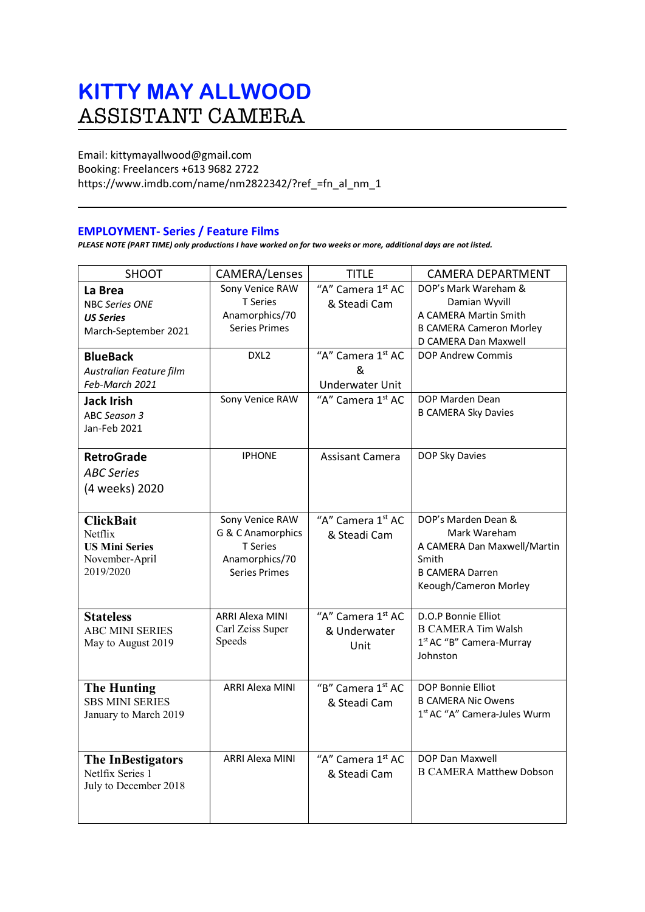# KITTY MAY ALLWOOD

## ASSISTANT CAMERA

Email: kittymayallwood@gmail.com
Booking: Freelancers +613 9682 2722
https://www.imdb.com/name/nm2822342/?ref_=fn_al_nm_1

---

### EMPLOYMENT- Series / Feature Films

***PLEASE NOTE (PART TIME) only productions I have worked on for two weeks or more, additional days are not listed.***

| SHOOT | CAMERA/Lenses | TITLE | CAMERA DEPARTMENT |
|---|---|---|---|
| **La Brea**<br>NBC *Series ONE*<br>***US Series***<br>March-September 2021 | Sony Venice RAW<br>T Series<br>Anamorphics/70<br>Series Primes | "A" Camera 1st AC & Steadi Cam | DOP's Mark Wareham & Damian Wyvill<br>A CAMERA Martin Smith<br>B CAMERA Cameron Morley<br>D CAMERA Dan Maxwell |
| **BlueBack**<br>*Australian Feature film*<br>*Feb-March 2021* | DXL2 | "A" Camera 1st AC & Underwater Unit | DOP Andrew Commis |
| **Jack Irish**<br>*ABC Season 3*<br>Jan-Feb 2021 | Sony Venice RAW | "A" Camera 1st AC | DOP Marden Dean<br>B CAMERA Sky Davies |
| **RetroGrade**<br>*ABC Series*<br>(4 weeks) 2020 | IPHONE | Assisant Camera | DOP Sky Davies |
| **ClickBait**<br>Netflix<br>**US Mini Series**<br>November-April 2019/2020 | Sony Venice RAW<br>G & C Anamorphics<br>T Series<br>Anamorphics/70<br>Series Primes | "A" Camera 1st AC & Steadi Cam | DOP's Marden Dean & Mark Wareham<br>A CAMERA Dan Maxwell/Martin Smith<br>B CAMERA Darren Keough/Cameron Morley |
| **Stateless**<br>ABC MINI SERIES<br>May to August 2019 | ARRI Alexa MINI<br>Carl Zeiss Super Speeds | "A" Camera 1st AC & Underwater Unit | D.O.P Bonnie Elliot<br>B CAMERA Tim Walsh<br>1st AC "B" Camera-Murray Johnston |
| **The Hunting**<br>SBS MINI SERIES<br>January to March 2019 | ARRI Alexa MINI | "B" Camera 1st AC & Steadi Cam | DOP Bonnie Elliot<br>B CAMERA Nic Owens<br>1st AC "A" Camera-Jules Wurm |
| **The InBestigators**<br>Netlfix Series 1<br>July to December 2018 | ARRI Alexa MINI | "A" Camera 1st AC & Steadi Cam | DOP Dan Maxwell<br>B CAMERA Matthew Dobson |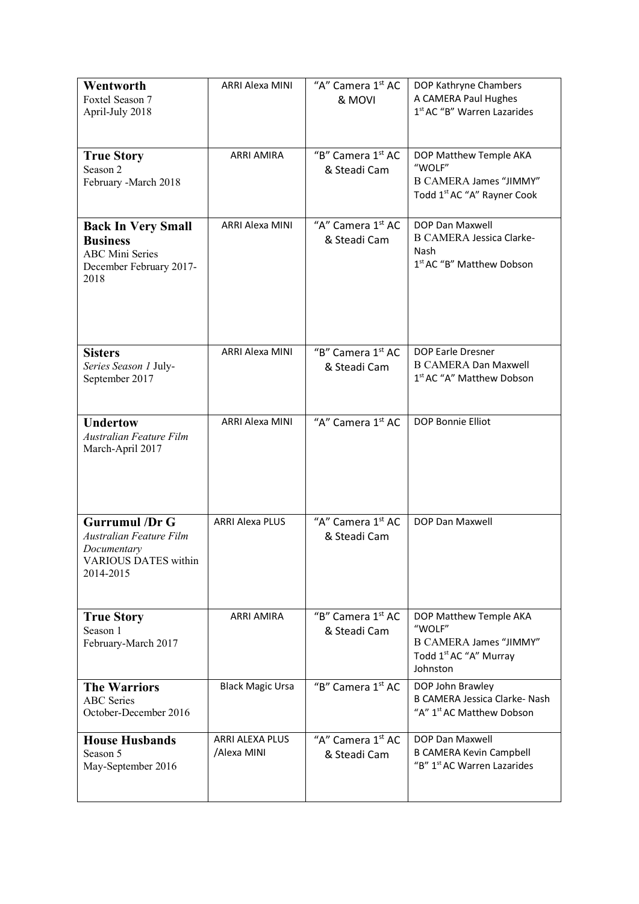| **Wentworth**<br>Foxtel Season 7<br>April-July 2018 | ARRI Alexa MINI | "A" Camera 1st AC & MOVI | DOP Kathryne Chambers<br>A CAMERA Paul Hughes<br>1st AC "B" Warren Lazarides |
|---|---|---|---|
| **True Story**<br>Season 2<br>February -March 2018 | ARRI AMIRA | "B" Camera 1st AC & Steadi Cam | DOP Matthew Temple AKA "WOLF"<br>B CAMERA James "JIMMY" Todd 1st AC "A" Rayner Cook |
| **Back In Very Small Business**<br>ABC Mini Series<br>December February 2017-2018 | ARRI Alexa MINI | "A" Camera 1st AC & Steadi Cam | DOP Dan Maxwell<br>B CAMERA Jessica Clarke-Nash<br>1st AC "B" Matthew Dobson |
| **Sisters**<br>*Series Season 1* July-September 2017 | ARRI Alexa MINI | "B" Camera 1st AC & Steadi Cam | DOP Earle Dresner<br>B CAMERA Dan Maxwell<br>1st AC "A" Matthew Dobson |
| **Undertow**<br>*Australian Feature Film*<br>March-April 2017 | ARRI Alexa MINI | "A" Camera 1st AC | DOP Bonnie Elliot |
| **Gurrumul /Dr G**<br>*Australian Feature Film Documentary*<br>VARIOUS DATES within 2014-2015 | ARRI Alexa PLUS | "A" Camera 1st AC & Steadi Cam | DOP Dan Maxwell |
| **True Story**<br>Season 1<br>February-March 2017 | ARRI AMIRA | "B" Camera 1st AC & Steadi Cam | DOP Matthew Temple AKA "WOLF"<br>B CAMERA James "JIMMY" Todd 1st AC "A" Murray Johnston |
| **The Warriors**<br>ABC Series<br>October-December 2016 | Black Magic Ursa | "B" Camera 1st AC | DOP John Brawley<br>B CAMERA Jessica Clarke- Nash<br>"A" 1st AC Matthew Dobson |
| **House Husbands**<br>Season 5<br>May-September 2016 | ARRI ALEXA PLUS /Alexa MINI | "A" Camera 1st AC & Steadi Cam | DOP Dan Maxwell<br>B CAMERA Kevin Campbell<br>"B" 1st AC Warren Lazarides |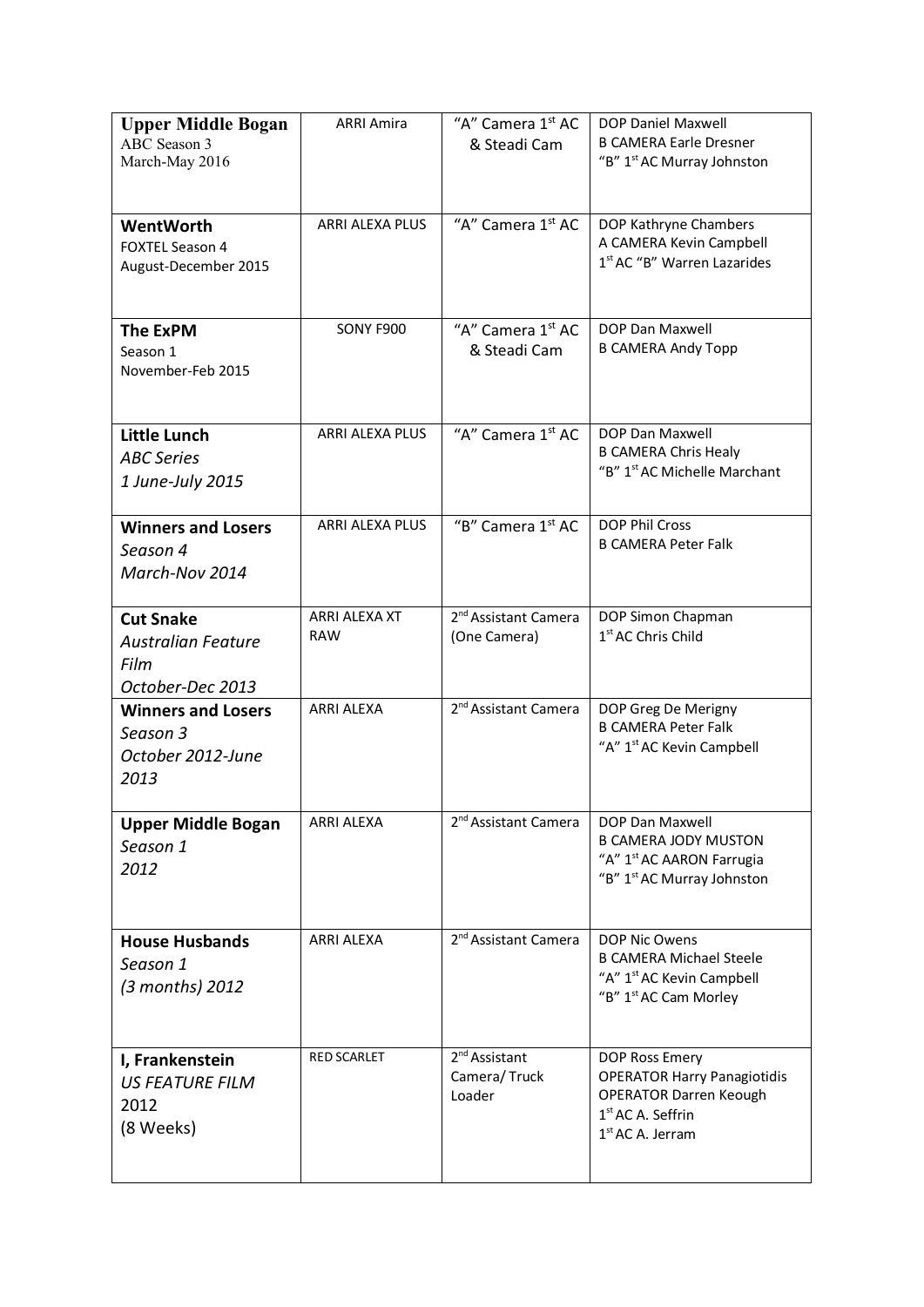| **Upper Middle Bogan**<br>ABC Season 3<br>March-May 2016 | ARRI Amira | "A" Camera 1st AC & Steadi Cam | DOP Daniel Maxwell<br>B CAMERA Earle Dresner<br>"B" 1st AC Murray Johnston |
|---|---|---|---|
| **WentWorth**<br>FOXTEL Season 4<br>August-December 2015 | ARRI ALEXA PLUS | "A" Camera 1st AC | DOP Kathryne Chambers<br>A CAMERA Kevin Campbell<br>1st AC "B" Warren Lazarides |
| **The ExPM**<br>Season 1<br>November-Feb 2015 | SONY F900 | "A" Camera 1st AC & Steadi Cam | DOP Dan Maxwell<br>B CAMERA Andy Topp |
| **Little Lunch**<br>*ABC Series*<br>*1 June-July 2015* | ARRI ALEXA PLUS | "A" Camera 1st AC | DOP Dan Maxwell<br>B CAMERA Chris Healy<br>"B" 1st AC Michelle Marchant |
| **Winners and Losers**<br>*Season 4*<br>*March-Nov 2014* | ARRI ALEXA PLUS | "B" Camera 1st AC | DOP Phil Cross<br>B CAMERA Peter Falk |
| **Cut Snake**<br>*Australian Feature Film*<br>*October-Dec 2013* | ARRI ALEXA XT RAW | 2nd Assistant Camera (One Camera) | DOP Simon Chapman<br>1st AC Chris Child |
| **Winners and Losers**<br>*Season 3*<br>*October 2012-June 2013* | ARRI ALEXA | 2nd Assistant Camera | DOP Greg De Merigny<br>B CAMERA Peter Falk<br>"A" 1st AC Kevin Campbell |
| **Upper Middle Bogan**<br>*Season 1*<br>*2012* | ARRI ALEXA | 2nd Assistant Camera | DOP Dan Maxwell<br>B CAMERA JODY MUSTON<br>"A" 1st AC AARON Farrugia<br>"B" 1st AC Murray Johnston |
| **House Husbands**<br>*Season 1*<br>*(3 months) 2012* | ARRI ALEXA | 2nd Assistant Camera | DOP Nic Owens<br>B CAMERA Michael Steele<br>"A" 1st AC Kevin Campbell<br>"B" 1st AC Cam Morley |
| **I, Frankenstein**<br>*US FEATURE FILM*<br>*2012*<br>(8 Weeks) | RED SCARLET | 2nd Assistant Camera/ Truck Loader | DOP Ross Emery<br>OPERATOR Harry Panagiotidis<br>OPERATOR Darren Keough<br>1st AC A. Seffrin<br>1st AC A. Jerram |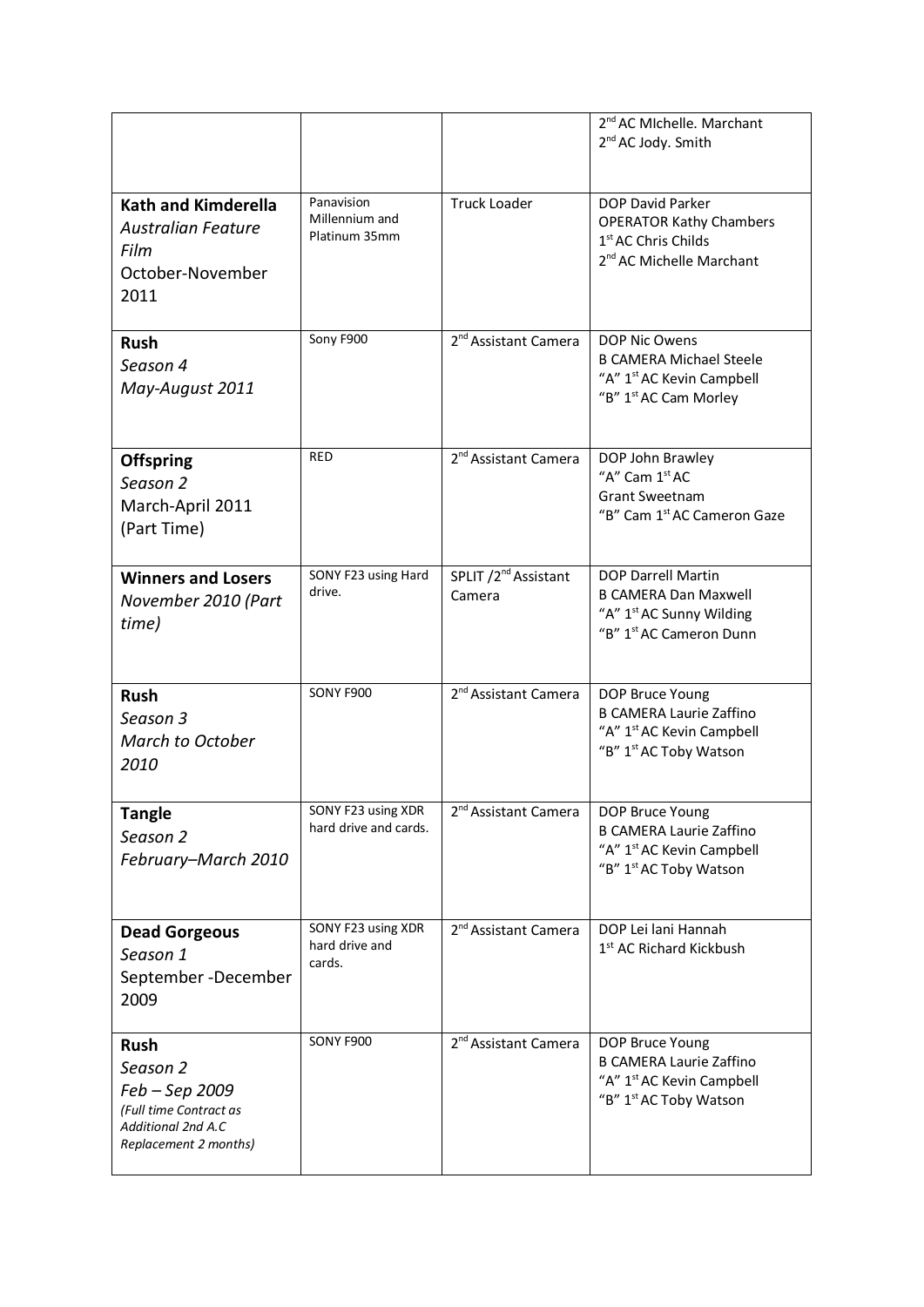| | | | |
|---|---|---|---|
| | | | 2nd AC MIchelle. Marchant<br>2nd AC Jody. Smith |
| **Kath and Kimderella**<br>*Australian Feature Film*<br>October-November 2011 | Panavision Millennium and Platinum 35mm | Truck Loader | DOP David Parker<br>OPERATOR Kathy Chambers<br>1st AC Chris Childs<br>2nd AC Michelle Marchant |
| **Rush**<br>*Season 4*<br>*May-August 2011* | Sony F900 | 2nd Assistant Camera | DOP Nic Owens<br>B CAMERA Michael Steele<br>"A" 1st AC Kevin Campbell<br>"B" 1st AC Cam Morley |
| **Offspring**<br>*Season 2*<br>March-April 2011<br>(Part Time) | RED | 2nd Assistant Camera | DOP John Brawley<br>"A" Cam 1st AC<br>Grant Sweetnam<br>"B" Cam 1st AC Cameron Gaze |
| **Winners and Losers**<br>*November 2010 (Part time)* | SONY F23 using Hard drive. | SPLIT /2nd Assistant Camera | DOP Darrell Martin<br>B CAMERA Dan Maxwell<br>"A" 1st AC Sunny Wilding<br>"B" 1st AC Cameron Dunn |
| **Rush**<br>*Season 3*<br>*March to October 2010* | SONY F900 | 2nd Assistant Camera | DOP Bruce Young<br>B CAMERA Laurie Zaffino<br>"A" 1st AC Kevin Campbell<br>"B" 1st AC Toby Watson |
| **Tangle**<br>*Season 2*<br>*February–March 2010* | SONY F23 using XDR hard drive and cards. | 2nd Assistant Camera | DOP Bruce Young<br>B CAMERA Laurie Zaffino<br>"A" 1st AC Kevin Campbell<br>"B" 1st AC Toby Watson |
| **Dead Gorgeous**<br>*Season 1*<br>September -December 2009 | SONY F23 using XDR hard drive and cards. | 2nd Assistant Camera | DOP Lei lani Hannah<br>1st AC Richard Kickbush |
| **Rush**<br>*Season 2*<br>*Feb – Sep 2009*<br>*(Full time Contract as Additional 2nd A.C Replacement 2 months)* | SONY F900 | 2nd Assistant Camera | DOP Bruce Young<br>B CAMERA Laurie Zaffino<br>"A" 1st AC Kevin Campbell<br>"B" 1st AC Toby Watson |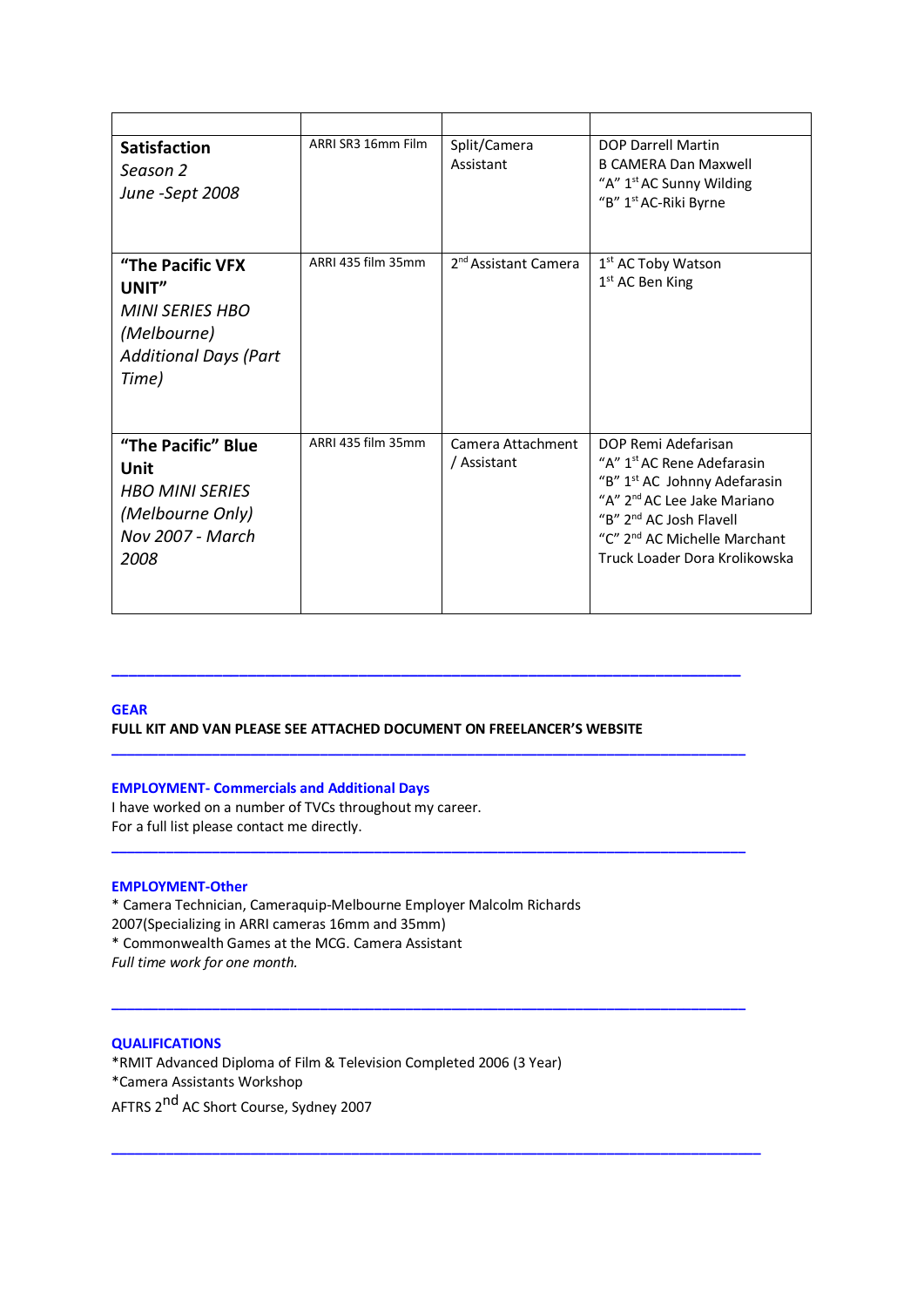| | | | |
|---|---|---|---|
| **Satisfaction**<br>*Season 2*<br>*June -Sept 2008* | ARRI SR3 16mm Film | Split/Camera Assistant | DOP Darrell Martin<br>B CAMERA Dan Maxwell<br>"A" 1st AC Sunny Wilding<br>"B" 1st AC-Riki Byrne |
| **"The Pacific VFX UNIT"**<br>*MINI SERIES HBO (Melbourne)*<br>*Additional Days (Part Time)* | ARRI 435 film 35mm | 2nd Assistant Camera | 1st AC Toby Watson<br>1st AC Ben King |
| **"The Pacific" Blue Unit**<br>*HBO MINI SERIES (Melbourne Only)*<br>*Nov 2007 - March 2008* | ARRI 435 film 35mm | Camera Attachment / Assistant | DOP Remi Adefarisan<br>"A" 1st AC Rene Adefarasin<br>"B" 1st AC Johnny Adefarasin<br>"A" 2nd AC Lee Jake Mariano<br>"B" 2nd AC Josh Flavell<br>"C" 2nd AC Michelle Marchant<br>Truck Loader Dora Krolikowska |

---

**GEAR**

**FULL KIT AND VAN PLEASE SEE ATTACHED DOCUMENT ON FREELANCER'S WEBSITE**

---

**EMPLOYMENT- Commercials and Additional Days**

I have worked on a number of TVCs throughout my career.
For a full list please contact me directly.

---

**EMPLOYMENT-Other**

* Camera Technician, Cameraquip-Melbourne Employer Malcolm Richards 2007(Specializing in ARRI cameras 16mm and 35mm)
* Commonwealth Games at the MCG. Camera Assistant
*Full time work for one month.*

---

**QUALIFICATIONS**

*RMIT Advanced Diploma of Film & Television Completed 2006 (3 Year)
*Camera Assistants Workshop
AFTRS 2nd AC Short Course, Sydney 2007

---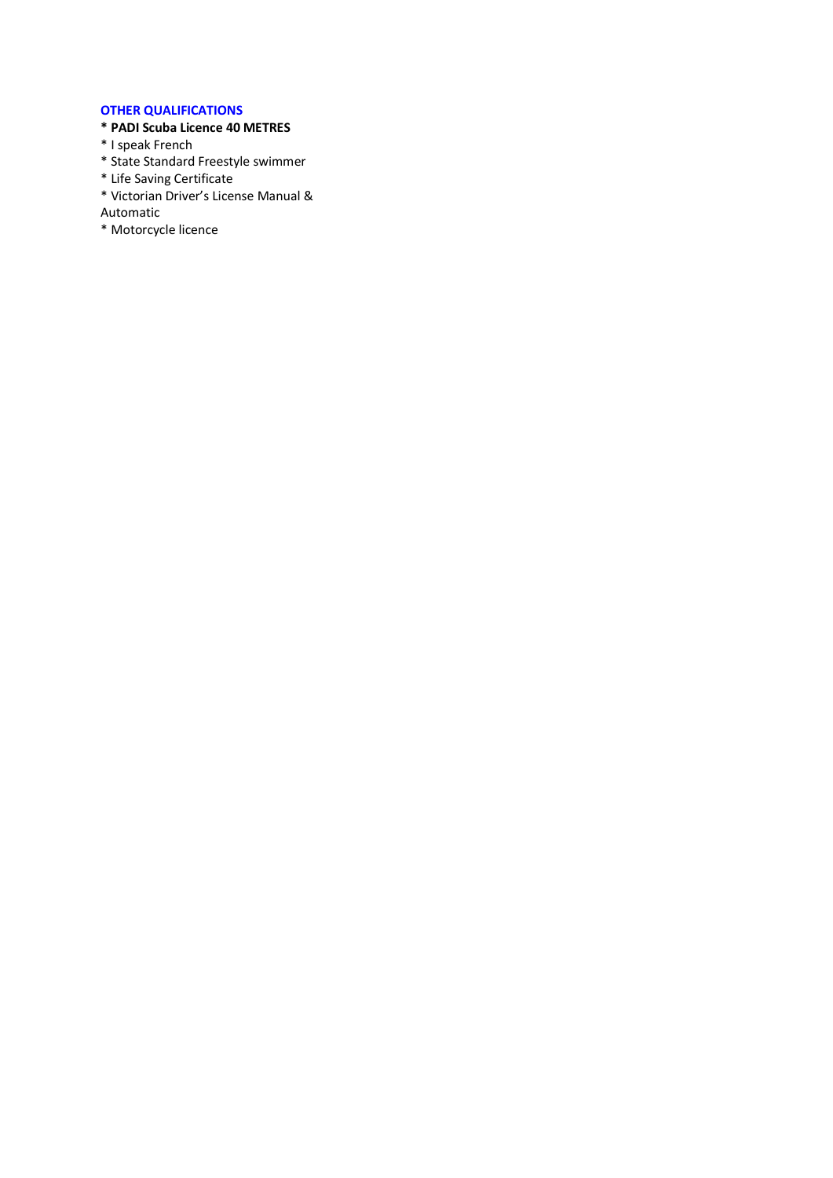## OTHER QUALIFICATIONS

**\* PADI Scuba Licence 40 METRES**

\* I speak French

\* State Standard Freestyle swimmer

\* Life Saving Certificate

\* Victorian Driver's License Manual & Automatic

\* Motorcycle licence